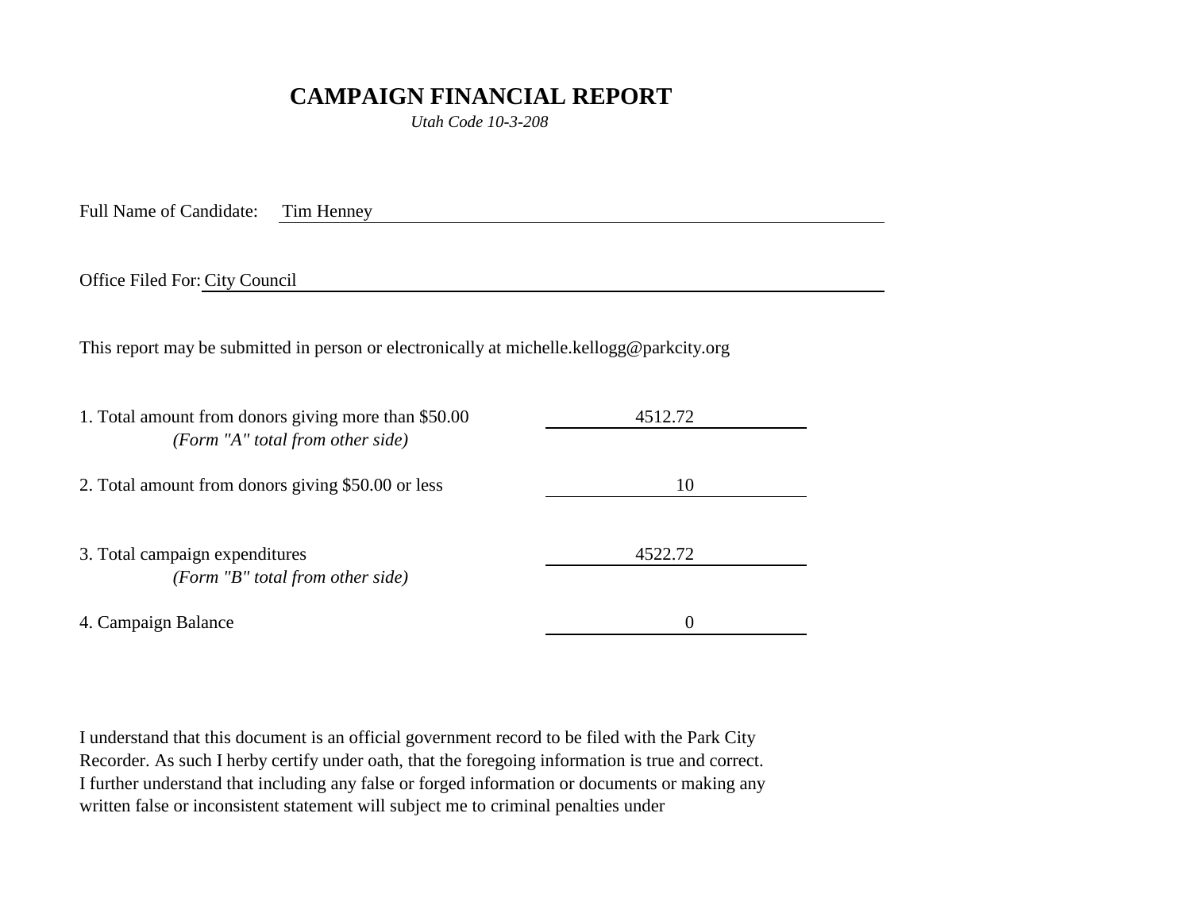# CAMPAIGN FINANCIAL REPORT

*Utah Code 10-3-208*

Full Name of Candidate: Tim Henney

Office Filed For: City Council

This report may be submitted in person or electronically at michelle.kellogg@parkcity.org

| | |
|---|---|
| 1. Total amount from donors giving more than $50.00 *(Form "A" total from other side)* | 4512.72 |
| 2. Total amount from donors giving $50.00 or less | 10 |
| 3. Total campaign expenditures *(Form "B" total from other side)* | 4522.72 |
| 4. Campaign Balance | 0 |

I understand that this document is an official government record to be filed with the Park City Recorder. As such I herby certify under oath, that the foregoing information is true and correct. I further understand that including any false or forged information or documents or making any written false or inconsistent statement will subject me to criminal penalties under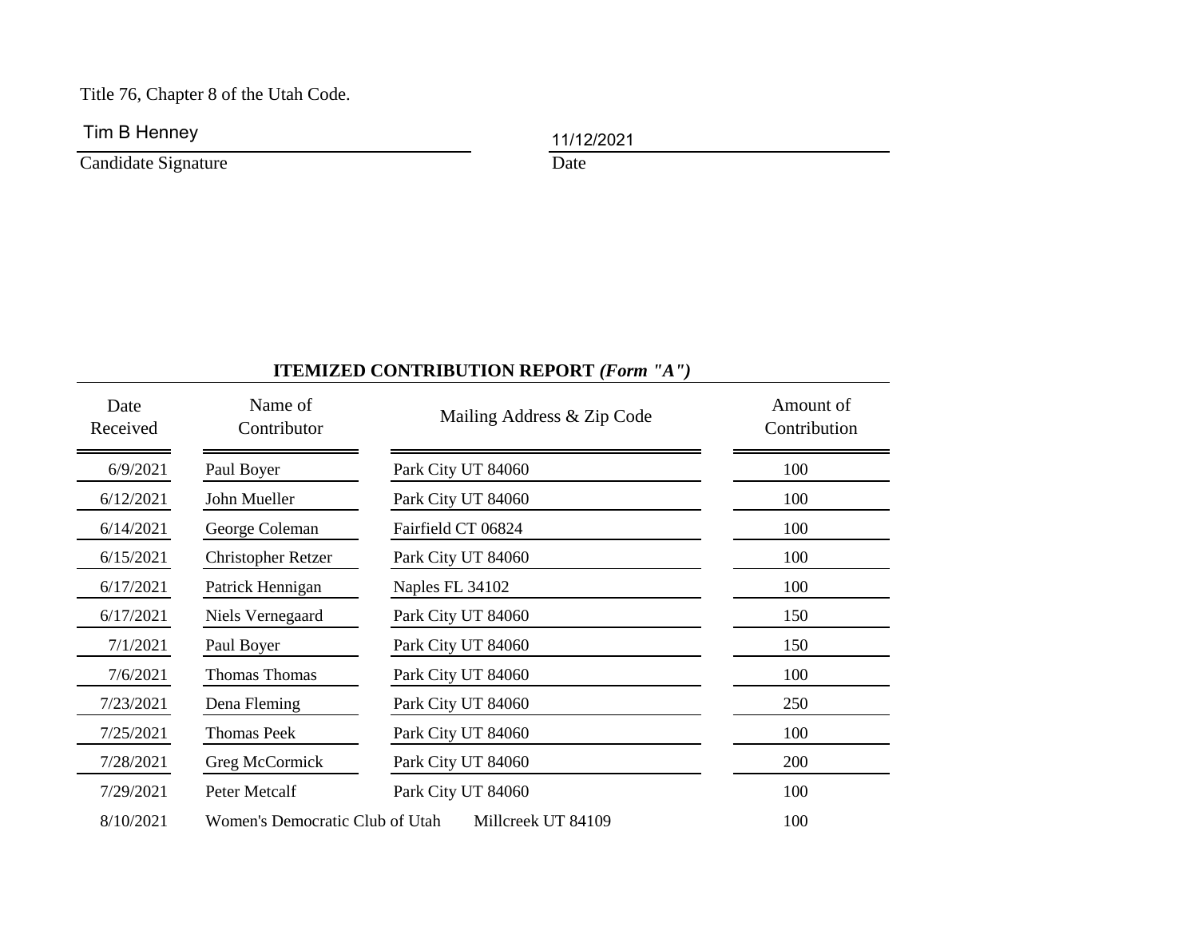Title 76, Chapter 8 of the Utah Code.

Tim B Henney

Candidate Signature

11/12/2021

Date

## ITEMIZED CONTRIBUTION REPORT *(Form "A")*

| Date Received | Name of Contributor | Mailing Address & Zip Code | Amount of Contribution |
|---|---|---|---|
| 6/9/2021 | Paul Boyer | Park City UT 84060 | 100 |
| 6/12/2021 | John Mueller | Park City UT 84060 | 100 |
| 6/14/2021 | George Coleman | Fairfield CT 06824 | 100 |
| 6/15/2021 | Christopher Retzer | Park City UT 84060 | 100 |
| 6/17/2021 | Patrick Hennigan | Naples FL 34102 | 100 |
| 6/17/2021 | Niels Vernegaard | Park City UT 84060 | 150 |
| 7/1/2021 | Paul Boyer | Park City UT 84060 | 150 |
| 7/6/2021 | Thomas Thomas | Park City UT 84060 | 100 |
| 7/23/2021 | Dena Fleming | Park City UT 84060 | 250 |
| 7/25/2021 | Thomas Peek | Park City UT 84060 | 100 |
| 7/28/2021 | Greg McCormick | Park City UT 84060 | 200 |
| 7/29/2021 | Peter Metcalf | Park City UT 84060 | 100 |
| 8/10/2021 | Women's Democratic Club of Utah | Millcreek UT 84109 | 100 |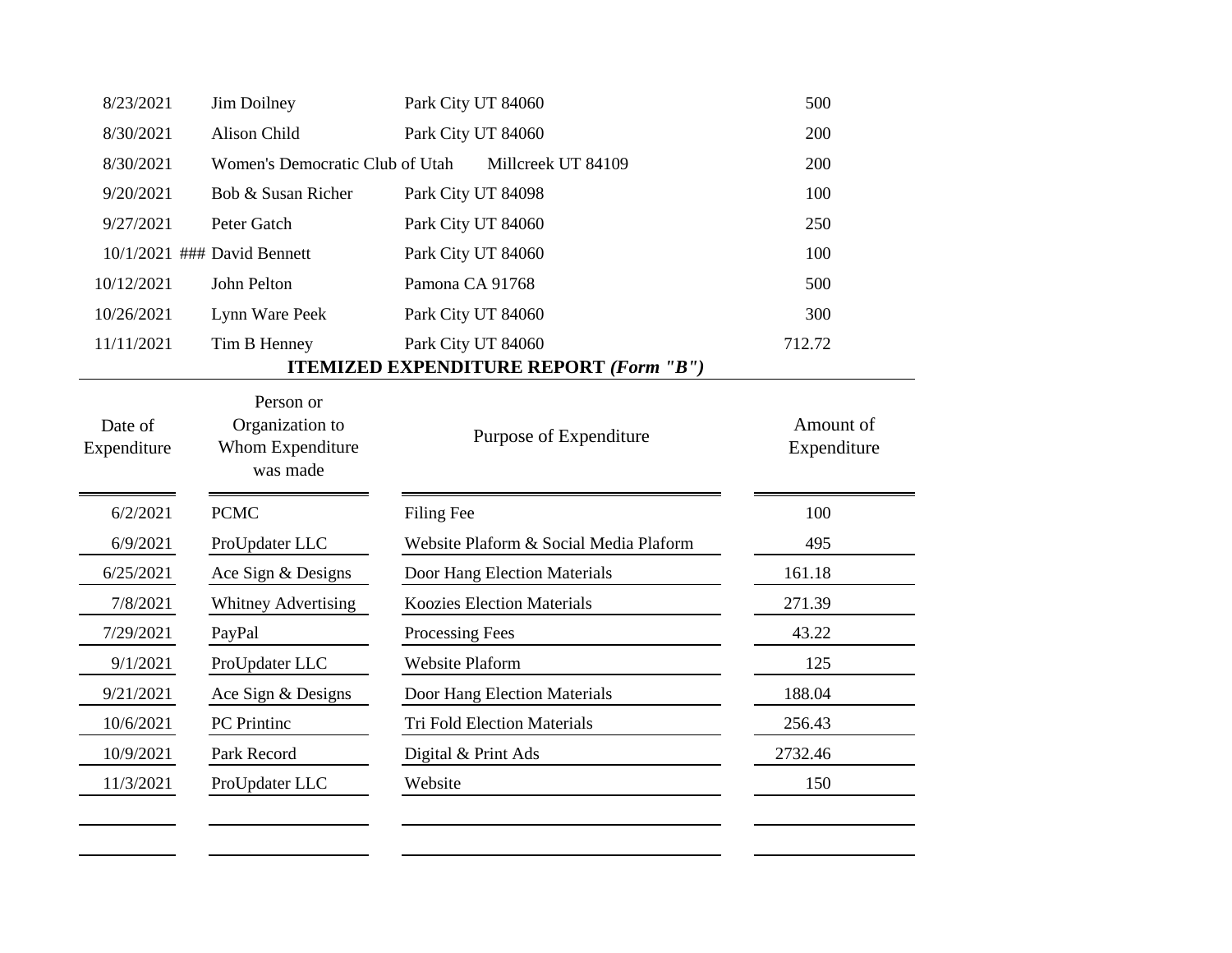| | | | |
|---|---|---|---|
| 8/23/2021 | Jim Doilney | Park City UT 84060 | 500 |
| 8/30/2021 | Alison Child | Park City UT 84060 | 200 |
| 8/30/2021 | Women's Democratic Club of Utah | Millcreek UT 84109 | 200 |
| 9/20/2021 | Bob & Susan Richer | Park City UT 84098 | 100 |
| 9/27/2021 | Peter Gatch | Park City UT 84060 | 250 |
| 10/1/2021 ### | David Bennett | Park City UT 84060 | 100 |
| 10/12/2021 | John Pelton | Pamona CA 91768 | 500 |
| 10/26/2021 | Lynn Ware Peek | Park City UT 84060 | 300 |
| 11/11/2021 | Tim B Henney | Park City UT 84060 | 712.72 |

## ITEMIZED EXPENDITURE REPORT *(Form "B")*

| Date of Expenditure | Person or Organization to Whom Expenditure was made | Purpose of Expenditure | Amount of Expenditure |
|---|---|---|---|
| 6/2/2021 | PCMC | Filing Fee | 100 |
| 6/9/2021 | ProUpdater LLC | Website Plaform & Social Media Plaform | 495 |
| 6/25/2021 | Ace Sign & Designs | Door Hang Election Materials | 161.18 |
| 7/8/2021 | Whitney Advertising | Koozies Election Materials | 271.39 |
| 7/29/2021 | PayPal | Processing Fees | 43.22 |
| 9/1/2021 | ProUpdater LLC | Website Plaform | 125 |
| 9/21/2021 | Ace Sign & Designs | Door Hang Election Materials | 188.04 |
| 10/6/2021 | PC Printinc | Tri Fold Election Materials | 256.43 |
| 10/9/2021 | Park Record | Digital & Print Ads | 2732.46 |
| 11/3/2021 | ProUpdater LLC | Website | 150 |
| | | | |
| | | | |